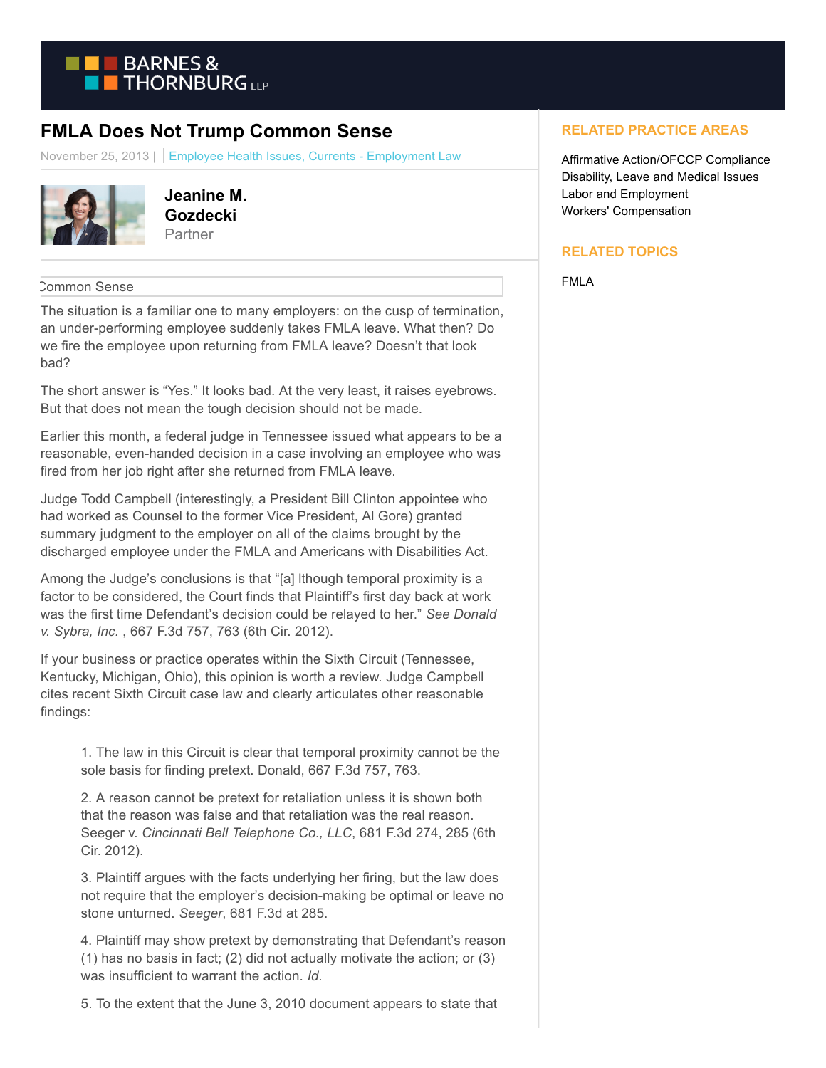# FMLA Does Not Trump Common Sense

November 25, 2013 | Employee Health Issues, Currents - Employment Law

**Jeanine M. Gozdecki**
Partner

Common Sense

The situation is a familiar one to many employers: on the cusp of termination, an under-performing employee suddenly takes FMLA leave. What then? Do we fire the employee upon returning from FMLA leave? Doesn't that look bad?

The short answer is "Yes." It looks bad. At the very least, it raises eyebrows. But that does not mean the tough decision should not be made.

Earlier this month, a federal judge in Tennessee issued what appears to be a reasonable, even-handed decision in a case involving an employee who was fired from her job right after she returned from FMLA leave.

Judge Todd Campbell (interestingly, a President Bill Clinton appointee who had worked as Counsel to the former Vice President, Al Gore) granted summary judgment to the employer on all of the claims brought by the discharged employee under the FMLA and Americans with Disabilities Act.

Among the Judge's conclusions is that "[a] lthough temporal proximity is a factor to be considered, the Court finds that Plaintiff's first day back at work was the first time Defendant's decision could be relayed to her." *See Donald v. Sybra, Inc.* , 667 F.3d 757, 763 (6th Cir. 2012).

If your business or practice operates within the Sixth Circuit (Tennessee, Kentucky, Michigan, Ohio), this opinion is worth a review. Judge Campbell cites recent Sixth Circuit case law and clearly articulates other reasonable findings:

> 1. The law in this Circuit is clear that temporal proximity cannot be the sole basis for finding pretext. Donald, 667 F.3d 757, 763.
>
> 2. A reason cannot be pretext for retaliation unless it is shown both that the reason was false and that retaliation was the real reason. Seeger v. *Cincinnati Bell Telephone Co., LLC*, 681 F.3d 274, 285 (6th Cir. 2012).
>
> 3. Plaintiff argues with the facts underlying her firing, but the law does not require that the employer's decision-making be optimal or leave no stone unturned. *Seeger*, 681 F.3d at 285.
>
> 4. Plaintiff may show pretext by demonstrating that Defendant's reason (1) has no basis in fact; (2) did not actually motivate the action; or (3) was insufficient to warrant the action. *Id.*
>
> 5. To the extent that the June 3, 2010 document appears to state that

## RELATED PRACTICE AREAS

Affirmative Action/OFCCP Compliance
Disability, Leave and Medical Issues
Labor and Employment
Workers' Compensation

## RELATED TOPICS

FMLA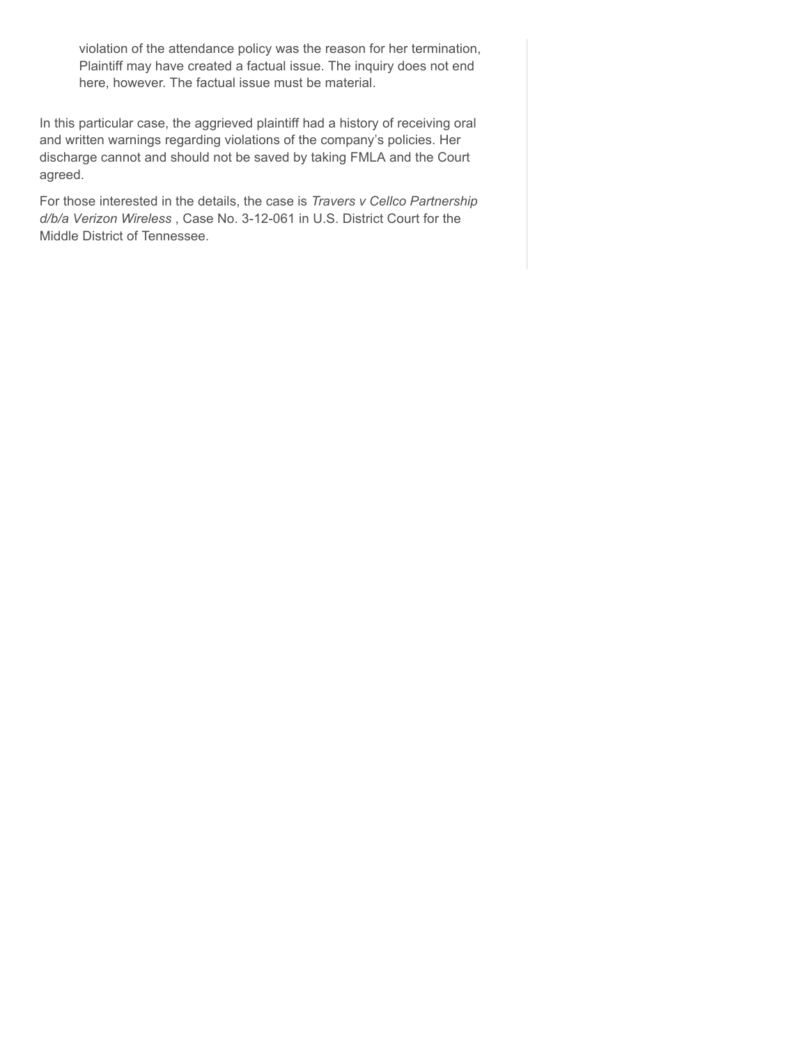> violation of the attendance policy was the reason for her termination, Plaintiff may have created a factual issue. The inquiry does not end here, however. The factual issue must be material.

In this particular case, the aggrieved plaintiff had a history of receiving oral and written warnings regarding violations of the company's policies. Her discharge cannot and should not be saved by taking FMLA and the Court agreed.

For those interested in the details, the case is *Travers v Cellco Partnership d/b/a Verizon Wireless* , Case No. 3-12-061 in U.S. District Court for the Middle District of Tennessee.